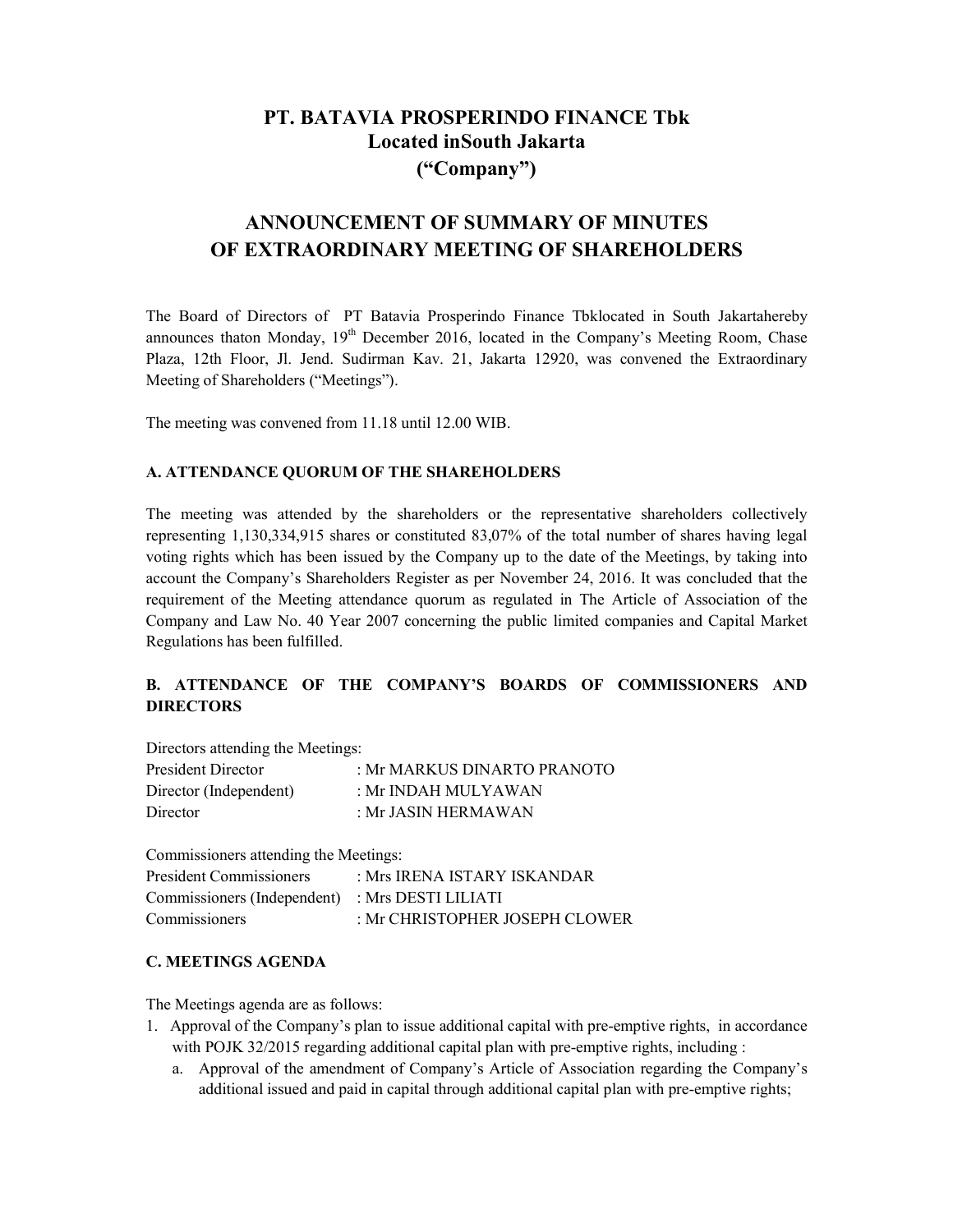# PT. BATAVIA PROSPERINDO FINANCE Tbk
# Located inSouth Jakarta
# ("Company")

## ANNOUNCEMENT OF SUMMARY OF MINUTES OF EXTRAORDINARY MEETING OF SHAREHOLDERS

The Board of Directors of PT Batavia Prosperindo Finance Tbklocated in South Jakartahereby announces thaton Monday, 19th December 2016, located in the Company's Meeting Room, Chase Plaza, 12th Floor, Jl. Jend. Sudirman Kav. 21, Jakarta 12920, was convened the Extraordinary Meeting of Shareholders ("Meetings").

The meeting was convened from 11.18 until 12.00 WIB.

### A. ATTENDANCE QUORUM OF THE SHAREHOLDERS

The meeting was attended by the shareholders or the representative shareholders collectively representing 1,130,334,915 shares or constituted 83,07% of the total number of shares having legal voting rights which has been issued by the Company up to the date of the Meetings, by taking into account the Company's Shareholders Register as per November 24, 2016. It was concluded that the requirement of the Meeting attendance quorum as regulated in The Article of Association of the Company and Law No. 40 Year 2007 concerning the public limited companies and Capital Market Regulations has been fulfilled.

### B. ATTENDANCE OF THE COMPANY'S BOARDS OF COMMISSIONERS AND DIRECTORS

Directors attending the Meetings:

| | |
|---|---|
| President Director | : Mr MARKUS DINARTO PRANOTO |
| Director (Independent) | : Mr INDAH MULYAWAN |
| Director | : Mr JASIN HERMAWAN |

Commissioners attending the Meetings:

| | |
|---|---|
| President Commissioners | : Mrs IRENA ISTARY ISKANDAR |
| Commissioners (Independent) | : Mrs DESTI LILIATI |
| Commissioners | : Mr CHRISTOPHER JOSEPH CLOWER |

### C. MEETINGS AGENDA

The Meetings agenda are as follows:

1. Approval of the Company's plan to issue additional capital with pre-emptive rights, in accordance with POJK 32/2015 regarding additional capital plan with pre-emptive rights, including :
   a. Approval of the amendment of Company's Article of Association regarding the Company's additional issued and paid in capital through additional capital plan with pre-emptive rights;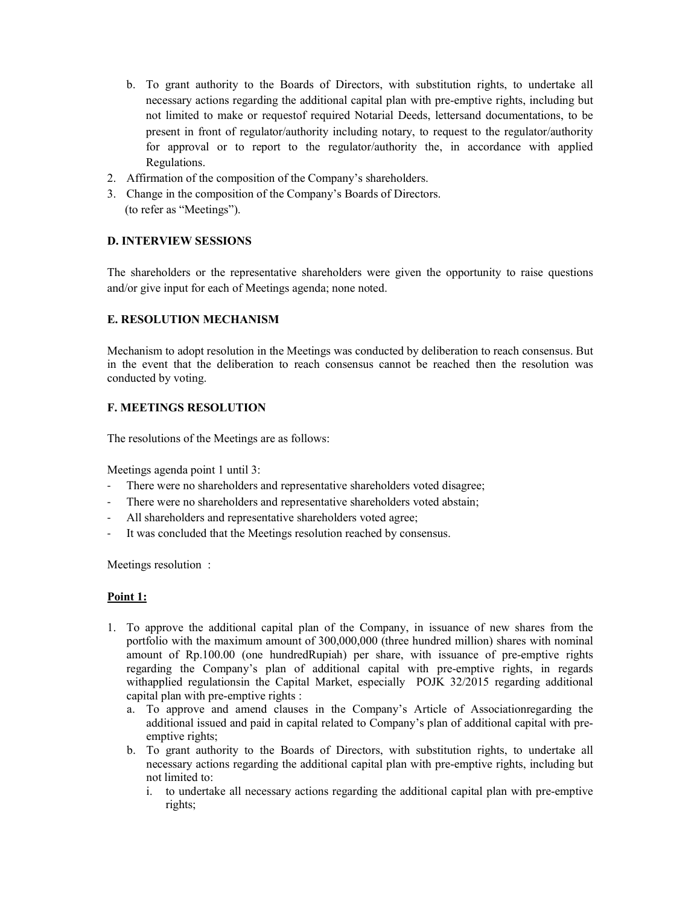b. To grant authority to the Boards of Directors, with substitution rights, to undertake all necessary actions regarding the additional capital plan with pre-emptive rights, including but not limited to make or requestof of required Notarial Deeds, lettersand documentations, to be present in front of regulator/authority including notary, to request to the regulator/authority for approval or to report to the regulator/authority the, in accordance with applied Regulations.
2. Affirmation of the composition of the Company's shareholders.
3. Change in the composition of the Company's Boards of Directors.
   (to refer as "Meetings").

**D. INTERVIEW SESSIONS**

The shareholders or the representative shareholders were given the opportunity to raise questions and/or give input for each of Meetings agenda; none noted.

**E. RESOLUTION MECHANISM**

Mechanism to adopt resolution in the Meetings was conducted by deliberation to reach consensus. But in the event that the deliberation to reach consensus cannot be reached then the resolution was conducted by voting.

**F. MEETINGS RESOLUTION**

The resolutions of the Meetings are as follows:

Meetings agenda point 1 until 3:

- There were no shareholders and representative shareholders voted disagree;
- There were no shareholders and representative shareholders voted abstain;
- All shareholders and representative shareholders voted agree;
- It was concluded that the Meetings resolution reached by consensus.

Meetings resolution :

**Point 1:**

1. To approve the additional capital plan of the Company, in issuance of new shares from the portfolio with the maximum amount of 300,000,000 (three hundred million) shares with nominal amount of Rp.100.00 (one hundredRupiah) per share, with issuance of pre-emptive rights regarding the Company's plan of additional capital with pre-emptive rights, in regards withapplied regulationsin the Capital Market, especially POJK 32/2015 regarding additional capital plan with pre-emptive rights :
   a. To approve and amend clauses in the Company's Article of Associationregarding the additional issued and paid in capital related to Company's plan of additional capital with pre-emptive rights;
   b. To grant authority to the Boards of Directors, with substitution rights, to undertake all necessary actions regarding the additional capital plan with pre-emptive rights, including but not limited to:
      i. to undertake all necessary actions regarding the additional capital plan with pre-emptive rights;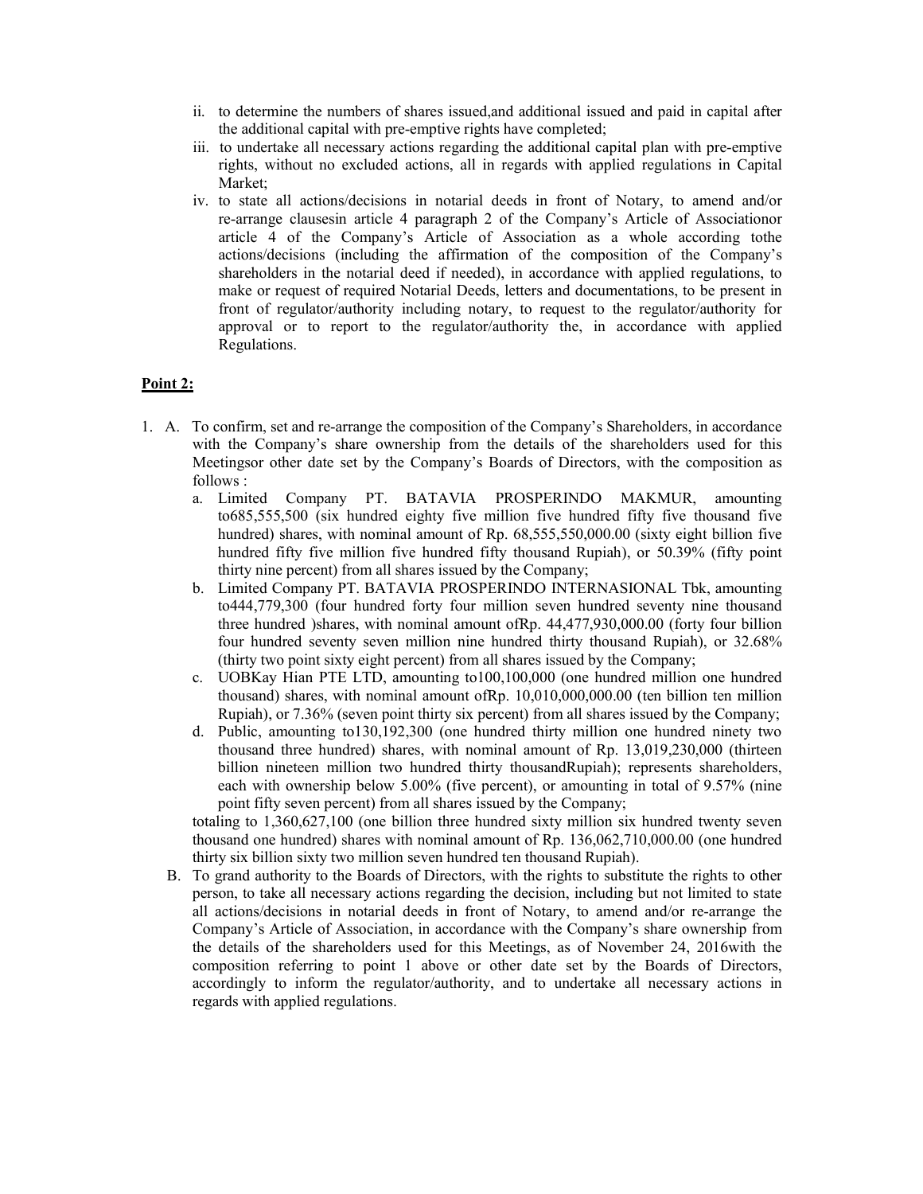ii. to determine the numbers of shares issued,and additional issued and paid in capital after the additional capital with pre-emptive rights have completed;

iii. to undertake all necessary actions regarding the additional capital plan with pre-emptive rights, without no excluded actions, all in regards with applied regulations in Capital Market;

iv. to state all actions/decisions in notarial deeds in front of Notary, to amend and/or re-arrange clausesin article 4 paragraph 2 of the Company's Article of Associationor article 4 of the Company's Article of Association as a whole according tothe actions/decisions (including the affirmation of the composition of the Company's shareholders in the notarial deed if needed), in accordance with applied regulations, to make or request of required Notarial Deeds, letters and documentations, to be present in front of regulator/authority including notary, to request to the regulator/authority for approval or to report to the regulator/authority the, in accordance with applied Regulations.

**Point 2:**

1. A. To confirm, set and re-arrange the composition of the Company's Shareholders, in accordance with the Company's share ownership from the details of the shareholders used for this Meetingsor other date set by the Company's Boards of Directors, with the composition as follows :

   a. Limited Company PT. BATAVIA PROSPERINDO MAKMUR, amounting to685,555,500 (six hundred eighty five million five hundred fifty five thousand five hundred) shares, with nominal amount of Rp. 68,555,550,000.00 (sixty eight billion five hundred fifty five million five hundred fifty thousand Rupiah), or 50.39% (fifty point thirty nine percent) from all shares issued by the Company;

   b. Limited Company PT. BATAVIA PROSPERINDO INTERNASIONAL Tbk, amounting to444,779,300 (four hundred forty four million seven hundred seventy nine thousand three hundred )shares, with nominal amount ofRp. 44,477,930,000.00 (forty four billion four hundred seventy seven million nine hundred thirty thousand Rupiah), or 32.68% (thirty two point sixty eight percent) from all shares issued by the Company;

   c. UOBKay Hian PTE LTD, amounting to100,100,000 (one hundred million one hundred thousand) shares, with nominal amount ofRp. 10,010,000,000.00 (ten billion ten million Rupiah), or 7.36% (seven point thirty six percent) from all shares issued by the Company;

   d. Public, amounting to130,192,300 (one hundred thirty million one hundred ninety two thousand three hundred) shares, with nominal amount of Rp. 13,019,230,000 (thirteen billion nineteen million two hundred thirty thousandRupiah); represents shareholders, each with ownership below 5.00% (five percent), or amounting in total of 9.57% (nine point fifty seven percent) from all shares issued by the Company;

   totaling to 1,360,627,100 (one billion three hundred sixty million six hundred twenty seven thousand one hundred) shares with nominal amount of Rp. 136,062,710,000.00 (one hundred thirty six billion sixty two million seven hundred ten thousand Rupiah).

   B. To grand authority to the Boards of Directors, with the rights to substitute the rights to other person, to take all necessary actions regarding the decision, including but not limited to state all actions/decisions in notarial deeds in front of Notary, to amend and/or re-arrange the Company's Article of Association, in accordance with the Company's share ownership from the details of the shareholders used for this Meetings, as of November 24, 2016with the composition referring to point 1 above or other date set by the Boards of Directors, accordingly to inform the regulator/authority, and to undertake all necessary actions in regards with applied regulations.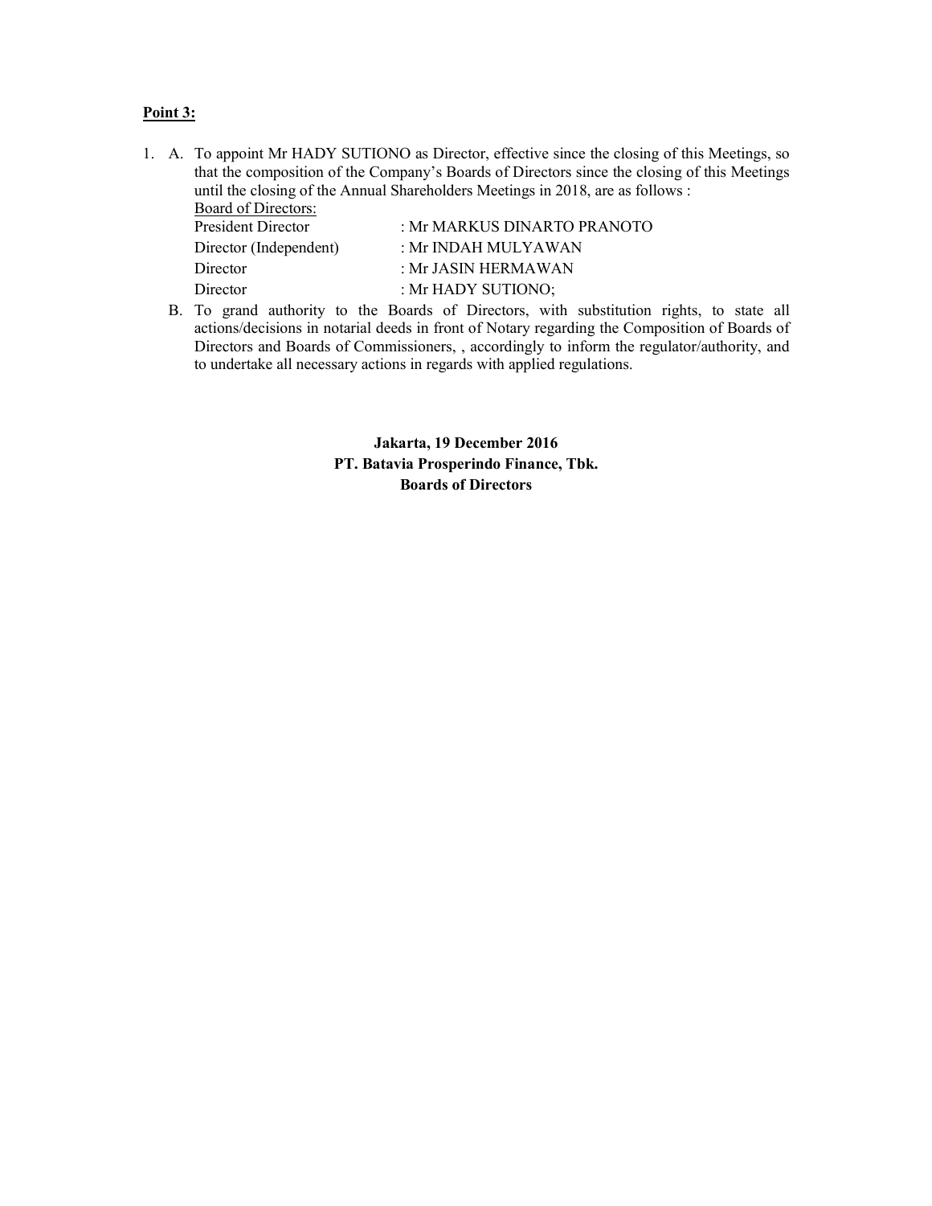**Point 3:**

1. A. To appoint Mr HADY SUTIONO as Director, effective since the closing of this Meetings, so that the composition of the Company's Boards of Directors since the closing of this Meetings until the closing of the Annual Shareholders Meetings in 2018, are as follows :

   Board of Directors:

   | | |
   |---|---|
   | President Director | : Mr MARKUS DINARTO PRANOTO |
   | Director (Independent) | : Mr INDAH MULYAWAN |
   | Director | : Mr JASIN HERMAWAN |
   | Director | : Mr HADY SUTIONO; |

   B. To grand authority to the Boards of Directors, with substitution rights, to state all actions/decisions in notarial deeds in front of Notary regarding the Composition of Boards of Directors and Boards of Commissioners, , accordingly to inform the regulator/authority, and to undertake all necessary actions in regards with applied regulations.

**Jakarta, 19 December 2016**
**PT. Batavia Prosperindo Finance, Tbk.**
**Boards of Directors**